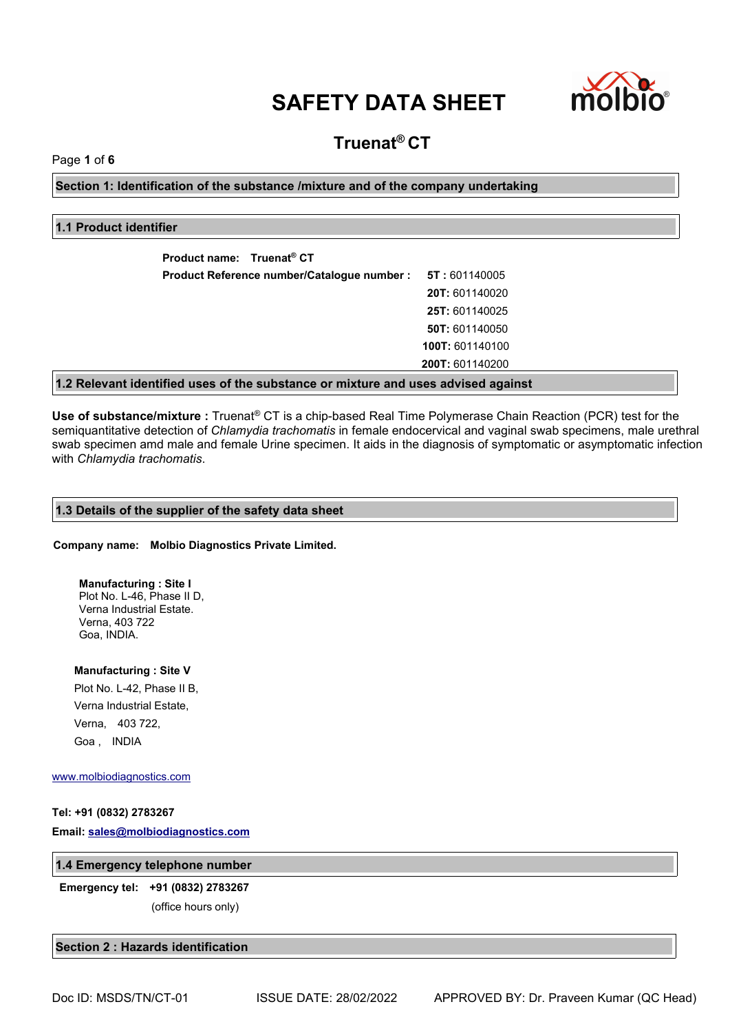# SAFETY DATA SHEET

## Truenat® CT

## Section 1: Identification of the substance /mixture and of the company undertaking

### 1.1 Product identifier

**Product name:** **Truenat® CT**

**Product Reference number/Catalogue number :**

- **5T :** 601140005
- **20T:** 601140020
- **25T:** 601140025
- **50T:** 601140050
- **100T:** 601140100
- **200T:** 601140200

### 1.2 Relevant identified uses of the substance or mixture and uses advised against

**Use of substance/mixture :** Truenat® CT is a chip-based Real Time Polymerase Chain Reaction (PCR) test for the semiquantitative detection of *Chlamydia trachomatis* in female endocervical and vaginal swab specimens, male urethral swab specimen amd male and female Urine specimen. It aids in the diagnosis of symptomatic or asymptomatic infection with *Chlamydia trachomatis*.

### 1.3 Details of the supplier of the safety data sheet

**Company name:** **Molbio Diagnostics Private Limited.**

**Manufacturing : Site I**
Plot No. L-46, Phase II D,
Verna Industrial Estate.
Verna, 403 722
Goa, INDIA.

**Manufacturing : Site V**
Plot No. L-42, Phase II B,
Verna Industrial Estate,
Verna, 403 722,
Goa , INDIA

www.molbiodiagnostics.com

**Tel: +91 (0832) 2783267**

**Email: sales@molbiodiagnostics.com**

### 1.4 Emergency telephone number

**Emergency tel:** **+91 (0832) 2783267**
(office hours only)

## Section 2 : Hazards identification

Doc ID: MSDS/TN/CT-01 ISSUE DATE: 28/02/2022 APPROVED BY: Dr. Praveen Kumar (QC Head)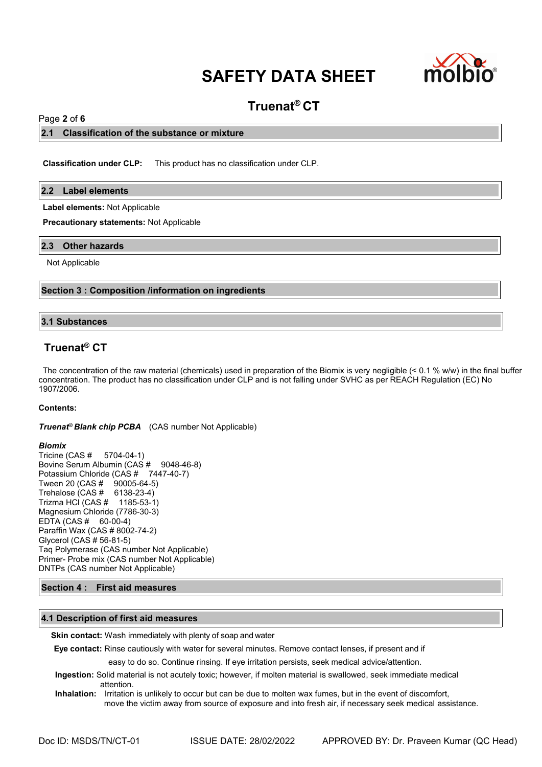## 2.1 Classification of the substance or mixture

**Classification under CLP:** This product has no classification under CLP.

## 2.2 Label elements

**Label elements:** Not Applicable

**Precautionary statements:** Not Applicable

## 2.3 Other hazards

Not Applicable

# Section 3 : Composition /information on ingredients

## 3.1 Substances

### Truenat® CT

The concentration of the raw material (chemicals) used in preparation of the Biomix is very negligible (< 0.1 % w/w) in the final buffer concentration. The product has no classification under CLP and is not falling under SVHC as per REACH Regulation (EC) No 1907/2006.

**Contents:**

***Truenat® Blank chip PCBA*** (CAS number Not Applicable)

***Biomix***
Tricine (CAS # 5704-04-1)
Bovine Serum Albumin (CAS # 9048-46-8)
Potassium Chloride (CAS # 7447-40-7)
Tween 20 (CAS # 90005-64-5)
Trehalose (CAS # 6138-23-4)
Trizma HCl (CAS # 1185-53-1)
Magnesium Chloride (7786-30-3)
EDTA (CAS # 60-00-4)
Paraffin Wax (CAS # 8002-74-2)
Glycerol (CAS # 56-81-5)
Taq Polymerase (CAS number Not Applicable)
Primer- Probe mix (CAS number Not Applicable)
DNTPs (CAS number Not Applicable)

# Section 4 : First aid measures

## 4.1 Description of first aid measures

**Skin contact:** Wash immediately with plenty of soap and water

**Eye contact:** Rinse cautiously with water for several minutes. Remove contact lenses, if present and if easy to do so. Continue rinsing. If eye irritation persists, seek medical advice/attention.

**Ingestion:** Solid material is not acutely toxic; however, if molten material is swallowed, seek immediate medical attention.

**Inhalation:** Irritation is unlikely to occur but can be due to molten wax fumes, but in the event of discomfort, move the victim away from source of exposure and into fresh air, if necessary seek medical assistance.

Doc ID: MSDS/TN/CT-01 ISSUE DATE: 28/02/2022 APPROVED BY: Dr. Praveen Kumar (QC Head)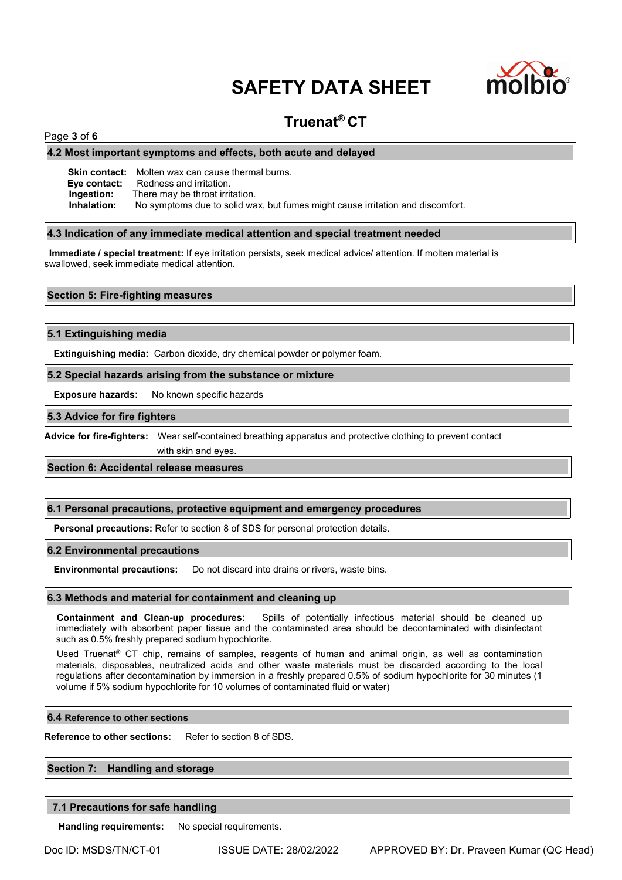### 4.2 Most important symptoms and effects, both acute and delayed

**Skin contact:** Molten wax can cause thermal burns.
**Eye contact:** Redness and irritation.
**Ingestion:** There may be throat irritation.
**Inhalation:** No symptoms due to solid wax, but fumes might cause irritation and discomfort.

### 4.3 Indication of any immediate medical attention and special treatment needed

**Immediate / special treatment:** If eye irritation persists, seek medical advice/ attention. If molten material is swallowed, seek immediate medical attention.

## Section 5: Fire-fighting measures

### 5.1 Extinguishing media

**Extinguishing media:** Carbon dioxide, dry chemical powder or polymer foam.

### 5.2 Special hazards arising from the substance or mixture

**Exposure hazards:** No known specific hazards

### 5.3 Advice for fire fighters

**Advice for fire-fighters:** Wear self-contained breathing apparatus and protective clothing to prevent contact with skin and eyes.

## Section 6: Accidental release measures

### 6.1 Personal precautions, protective equipment and emergency procedures

**Personal precautions:** Refer to section 8 of SDS for personal protection details.

### 6.2 Environmental precautions

**Environmental precautions:** Do not discard into drains or rivers, waste bins.

### 6.3 Methods and material for containment and cleaning up

**Containment and Clean-up procedures:** Spills of potentially infectious material should be cleaned up immediately with absorbent paper tissue and the contaminated area should be decontaminated with disinfectant such as 0.5% freshly prepared sodium hypochlorite.

Used Truenat® CT chip, remains of samples, reagents of human and animal origin, as well as contamination materials, disposables, neutralized acids and other waste materials must be discarded according to the local regulations after decontamination by immersion in a freshly prepared 0.5% of sodium hypochlorite for 30 minutes (1 volume if 5% sodium hypochlorite for 10 volumes of contaminated fluid or water)

### 6.4 Reference to other sections

**Reference to other sections:** Refer to section 8 of SDS.

## Section 7: Handling and storage

### 7.1 Precautions for safe handling

**Handling requirements:** No special requirements.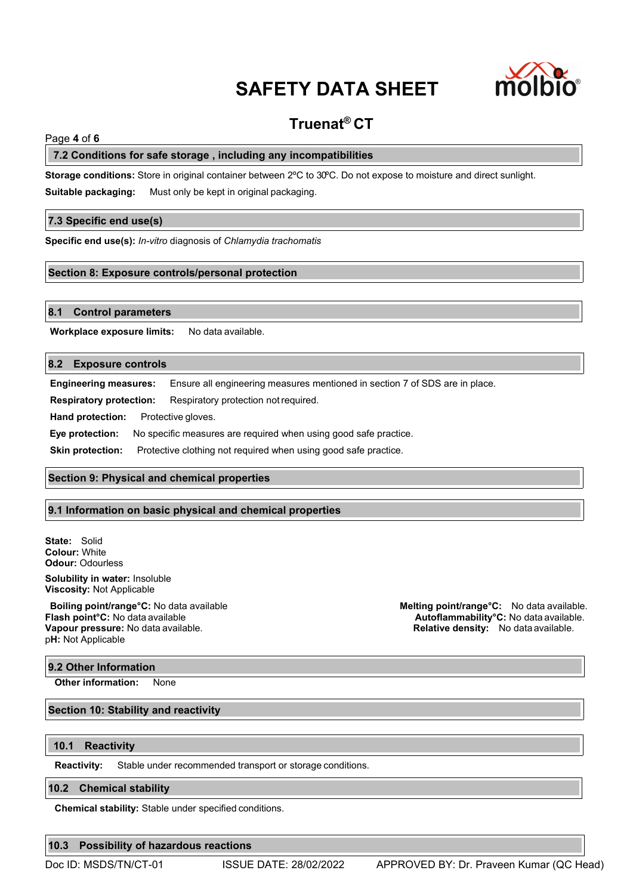### 7.2 Conditions for safe storage , including any incompatibilities

**Storage conditions:** Store in original container between 2ºC to 30ºC. Do not expose to moisture and direct sunlight.

**Suitable packaging:** Must only be kept in original packaging.

### 7.3 Specific end use(s)

**Specific end use(s):** *In-vitro* diagnosis of *Chlamydia trachomatis*

## Section 8: Exposure controls/personal protection

### 8.1 Control parameters

**Workplace exposure limits:** No data available.

### 8.2 Exposure controls

**Engineering measures:** Ensure all engineering measures mentioned in section 7 of SDS are in place.

**Respiratory protection:** Respiratory protection not required.

**Hand protection:** Protective gloves.

**Eye protection:** No specific measures are required when using good safe practice.

**Skin protection:** Protective clothing not required when using good safe practice.

## Section 9: Physical and chemical properties

### 9.1 Information on basic physical and chemical properties

**State:** Solid
**Colour:** White
**Odour:** Odourless

**Solubility in water:** Insoluble
**Viscosity:** Not Applicable

**Boiling point/range°C:** No data available
**Flash point°C:** No data available
**Vapour pressure:** No data available.
p**H:** Not Applicable

**Melting point/range°C:** No data available.
**Autoflammability°C:** No data available.
**Relative density:** No data available.

### 9.2 Other Information

**Other information:** None

## Section 10: Stability and reactivity

### 10.1 Reactivity

**Reactivity:** Stable under recommended transport or storage conditions.

### 10.2 Chemical stability

**Chemical stability:** Stable under specified conditions.

### 10.3 Possibility of hazardous reactions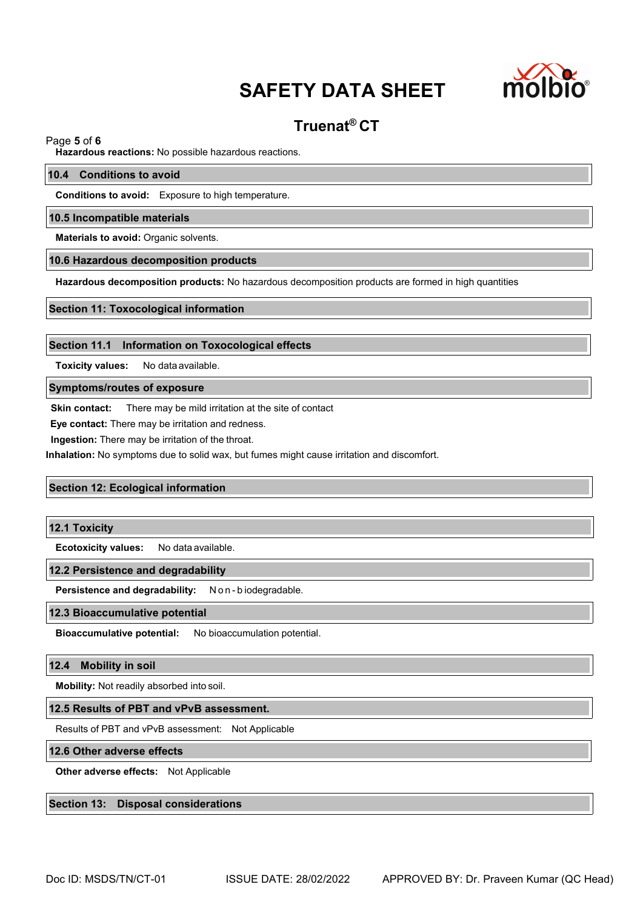**Hazardous reactions:** No possible hazardous reactions.

## 10.4 Conditions to avoid

**Conditions to avoid:** Exposure to high temperature.

## 10.5 Incompatible materials

**Materials to avoid:** Organic solvents.

## 10.6 Hazardous decomposition products

**Hazardous decomposition products:** No hazardous decomposition products are formed in high quantities

# Section 11: Toxocological information

## Section 11.1 Information on Toxocological effects

**Toxicity values:** No data available.

## Symptoms/routes of exposure

**Skin contact:** There may be mild irritation at the site of contact

**Eye contact:** There may be irritation and redness.

**Ingestion:** There may be irritation of the throat.

**Inhalation:** No symptoms due to solid wax, but fumes might cause irritation and discomfort.

# Section 12: Ecological information

## 12.1 Toxicity

**Ecotoxicity values:** No data available.

## 12.2 Persistence and degradability

**Persistence and degradability:** Non-biodegradable.

## 12.3 Bioaccumulative potential

**Bioaccumulative potential:** No bioaccumulation potential.

## 12.4 Mobility in soil

**Mobility:** Not readily absorbed into soil.

## 12.5 Results of PBT and vPvB assessment.

Results of PBT and vPvB assessment: Not Applicable

## 12.6 Other adverse effects

**Other adverse effects:** Not Applicable

# Section 13: Disposal considerations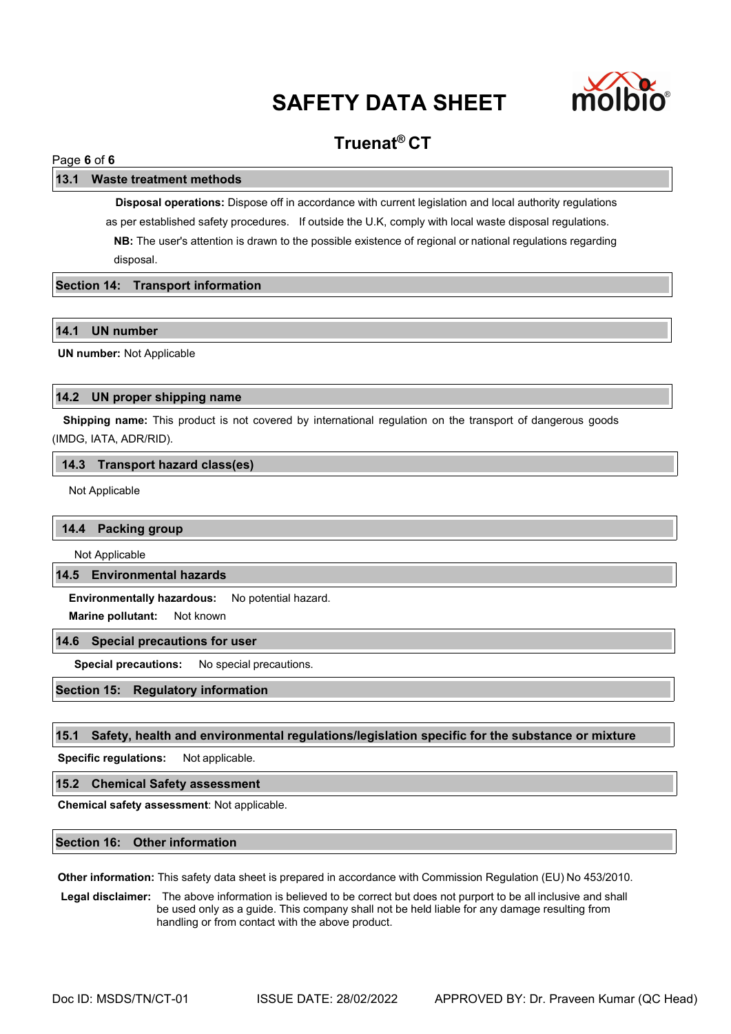### 13.1 Waste treatment methods

**Disposal operations:** Dispose off in accordance with current legislation and local authority regulations as per established safety procedures. If outside the U.K, comply with local waste disposal regulations.

**NB:** The user's attention is drawn to the possible existence of regional or national regulations regarding disposal.

## Section 14: Transport information

### 14.1 UN number

**UN number:** Not Applicable

### 14.2 UN proper shipping name

**Shipping name:** This product is not covered by international regulation on the transport of dangerous goods (IMDG, IATA, ADR/RID).

### 14.3 Transport hazard class(es)

Not Applicable

### 14.4 Packing group

Not Applicable

### 14.5 Environmental hazards

**Environmentally hazardous:** No potential hazard.

**Marine pollutant:** Not known

### 14.6 Special precautions for user

**Special precautions:** No special precautions.

## Section 15: Regulatory information

### 15.1 Safety, health and environmental regulations/legislation specific for the substance or mixture

**Specific regulations:** Not applicable.

### 15.2 Chemical Safety assessment

**Chemical safety assessment**: Not applicable.

## Section 16: Other information

**Other information:** This safety data sheet is prepared in accordance with Commission Regulation (EU) No 453/2010.

**Legal disclaimer:** The above information is believed to be correct but does not purport to be all inclusive and shall be used only as a guide. This company shall not be held liable for any damage resulting from handling or from contact with the above product.